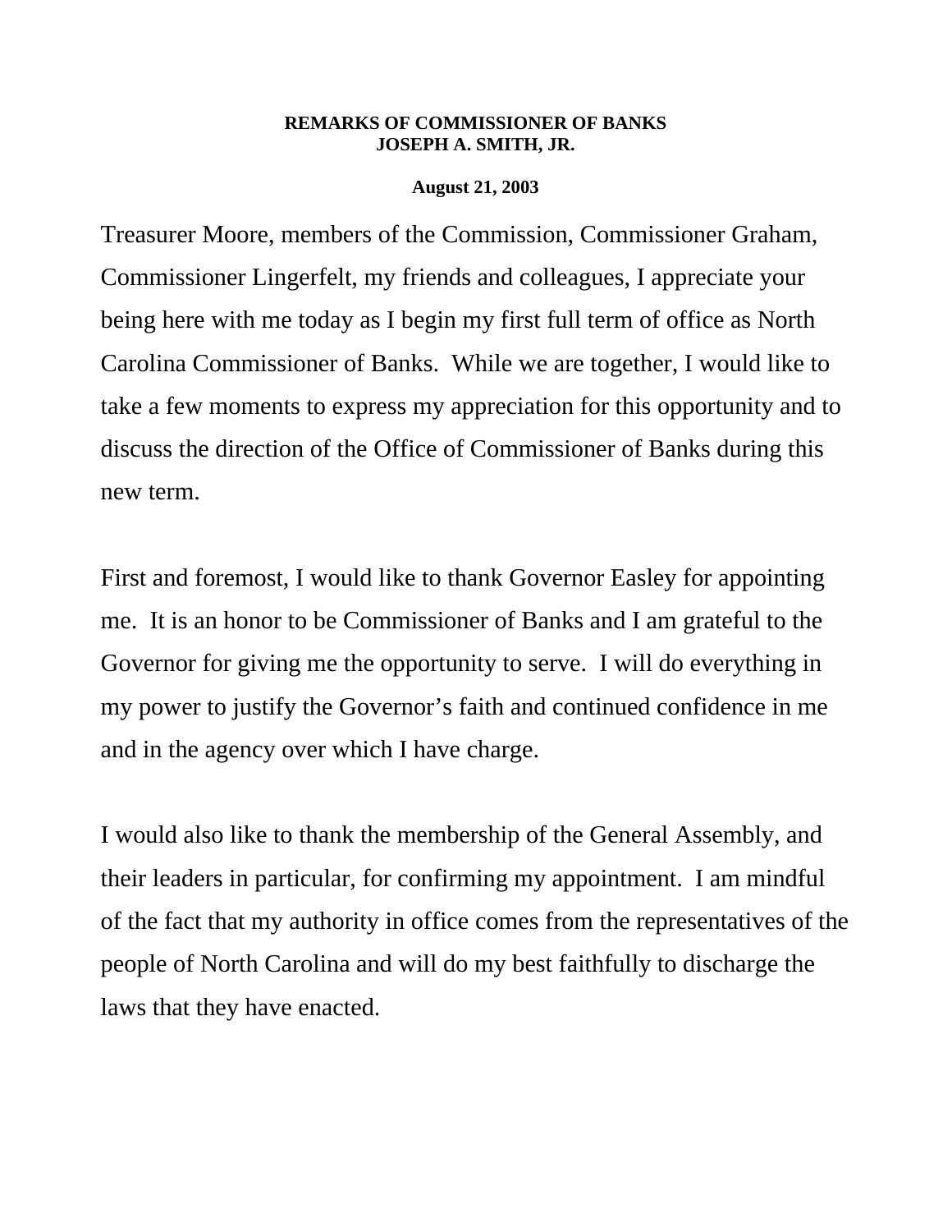**REMARKS OF COMMISSIONER OF BANKS**
**JOSEPH A. SMITH, JR.**

**August 21, 2003**

Treasurer Moore, members of the Commission, Commissioner Graham, Commissioner Lingerfelt, my friends and colleagues, I appreciate your being here with me today as I begin my first full term of office as North Carolina Commissioner of Banks. While we are together, I would like to take a few moments to express my appreciation for this opportunity and to discuss the direction of the Office of Commissioner of Banks during this new term.

First and foremost, I would like to thank Governor Easley for appointing me. It is an honor to be Commissioner of Banks and I am grateful to the Governor for giving me the opportunity to serve. I will do everything in my power to justify the Governor's faith and continued confidence in me and in the agency over which I have charge.

I would also like to thank the membership of the General Assembly, and their leaders in particular, for confirming my appointment. I am mindful of the fact that my authority in office comes from the representatives of the people of North Carolina and will do my best faithfully to discharge the laws that they have enacted.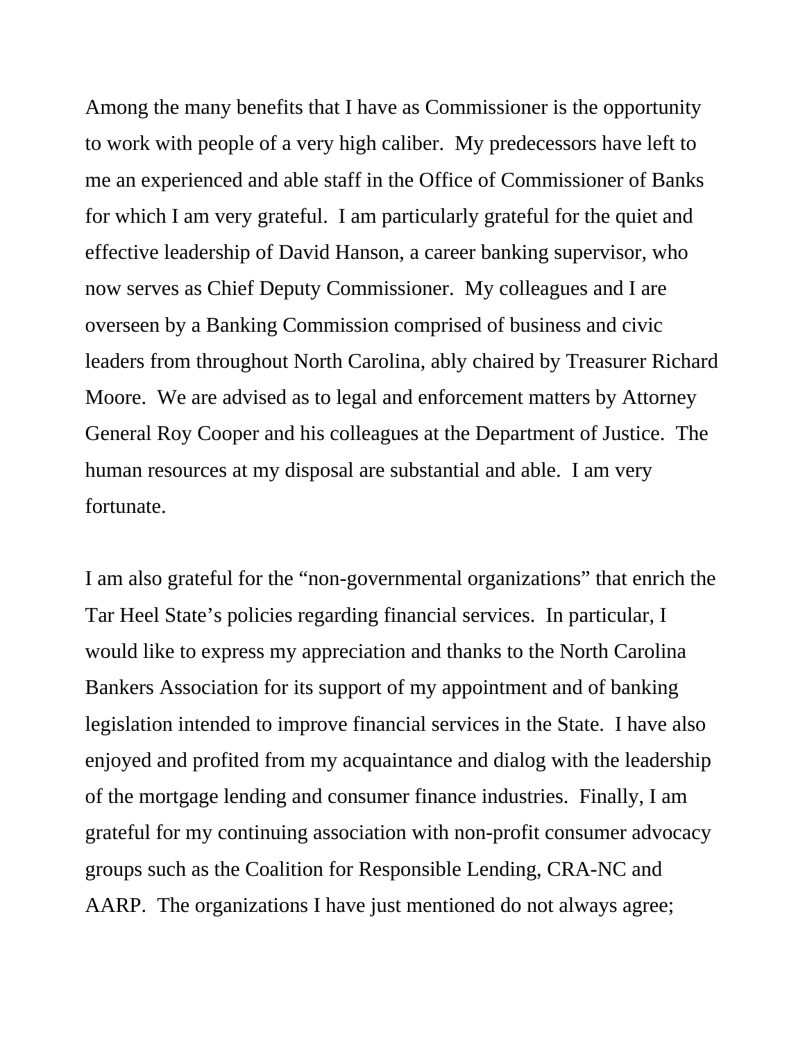Among the many benefits that I have as Commissioner is the opportunity to work with people of a very high caliber. My predecessors have left to me an experienced and able staff in the Office of Commissioner of Banks for which I am very grateful. I am particularly grateful for the quiet and effective leadership of David Hanson, a career banking supervisor, who now serves as Chief Deputy Commissioner. My colleagues and I are overseen by a Banking Commission comprised of business and civic leaders from throughout North Carolina, ably chaired by Treasurer Richard Moore. We are advised as to legal and enforcement matters by Attorney General Roy Cooper and his colleagues at the Department of Justice. The human resources at my disposal are substantial and able. I am very fortunate.

I am also grateful for the "non-governmental organizations" that enrich the Tar Heel State's policies regarding financial services. In particular, I would like to express my appreciation and thanks to the North Carolina Bankers Association for its support of my appointment and of banking legislation intended to improve financial services in the State. I have also enjoyed and profited from my acquaintance and dialog with the leadership of the mortgage lending and consumer finance industries. Finally, I am grateful for my continuing association with non-profit consumer advocacy groups such as the Coalition for Responsible Lending, CRA-NC and AARP. The organizations I have just mentioned do not always agree;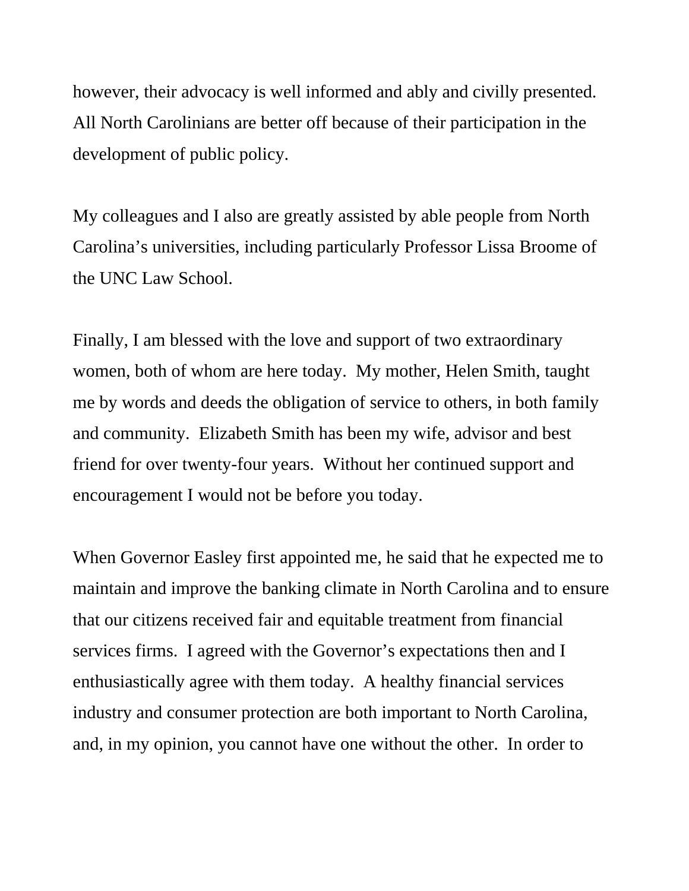however, their advocacy is well informed and ably and civilly presented. All North Carolinians are better off because of their participation in the development of public policy.

My colleagues and I also are greatly assisted by able people from North Carolina's universities, including particularly Professor Lissa Broome of the UNC Law School.

Finally, I am blessed with the love and support of two extraordinary women, both of whom are here today. My mother, Helen Smith, taught me by words and deeds the obligation of service to others, in both family and community. Elizabeth Smith has been my wife, advisor and best friend for over twenty-four years. Without her continued support and encouragement I would not be before you today.

When Governor Easley first appointed me, he said that he expected me to maintain and improve the banking climate in North Carolina and to ensure that our citizens received fair and equitable treatment from financial services firms. I agreed with the Governor's expectations then and I enthusiastically agree with them today. A healthy financial services industry and consumer protection are both important to North Carolina, and, in my opinion, you cannot have one without the other. In order to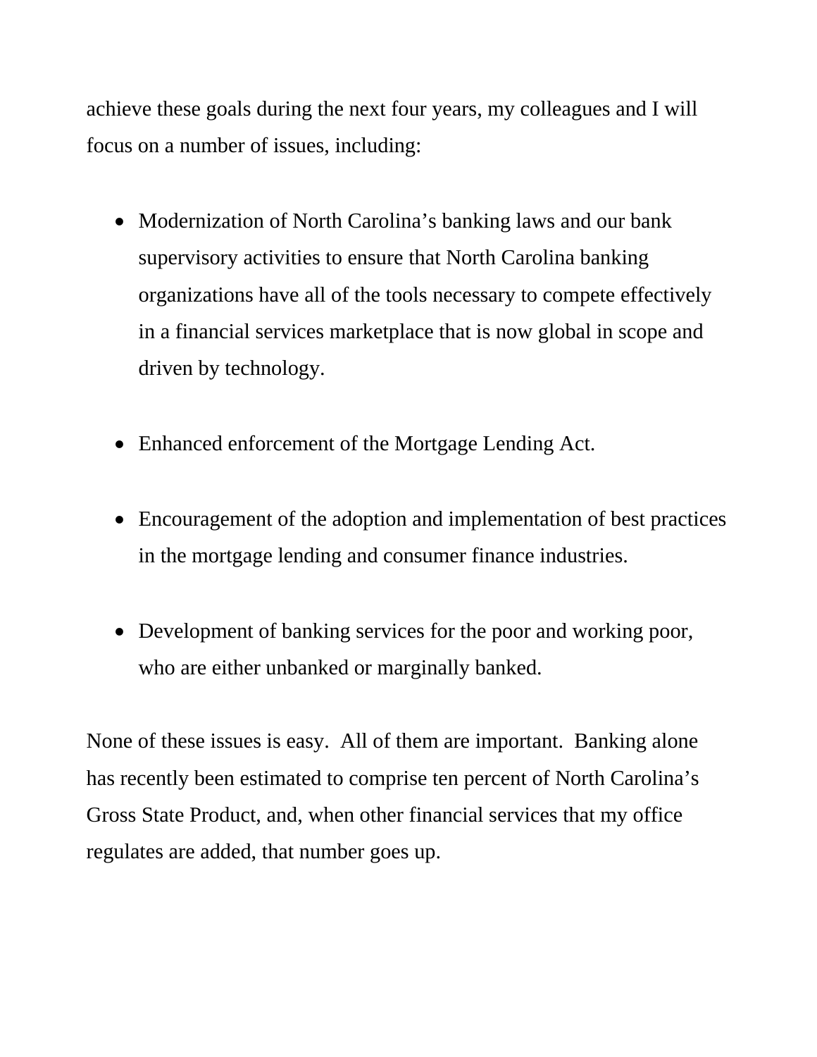achieve these goals during the next four years, my colleagues and I will focus on a number of issues, including:

- Modernization of North Carolina’s banking laws and our bank supervisory activities to ensure that North Carolina banking organizations have all of the tools necessary to compete effectively in a financial services marketplace that is now global in scope and driven by technology.

- Enhanced enforcement of the Mortgage Lending Act.

- Encouragement of the adoption and implementation of best practices in the mortgage lending and consumer finance industries.

- Development of banking services for the poor and working poor, who are either unbanked or marginally banked.

None of these issues is easy.  All of them are important.  Banking alone has recently been estimated to comprise ten percent of North Carolina’s Gross State Product, and, when other financial services that my office regulates are added, that number goes up.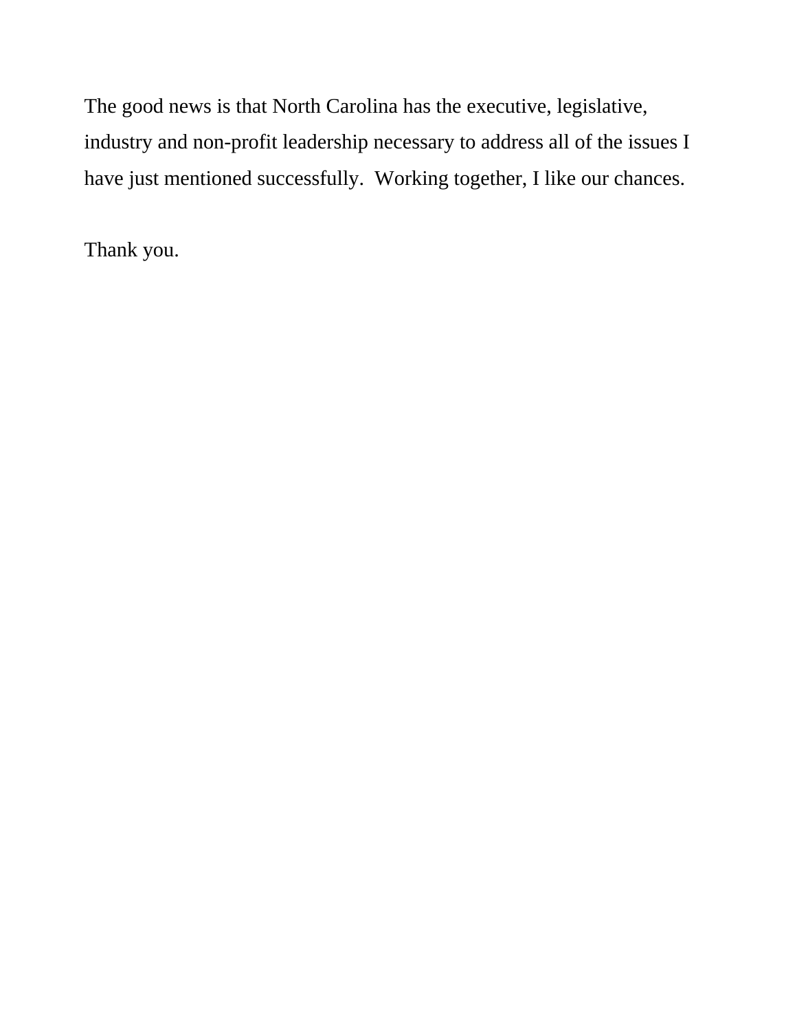The good news is that North Carolina has the executive, legislative, industry and non-profit leadership necessary to address all of the issues I have just mentioned successfully.  Working together, I like our chances.

Thank you.